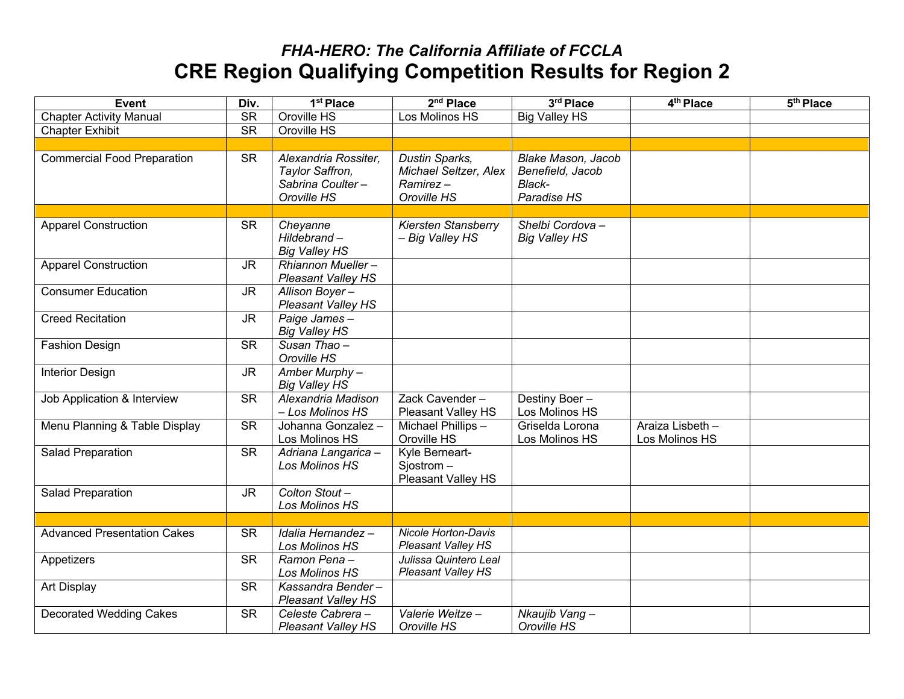*FHA-HERO: The California Affiliate of FCCLA*

# CRE Region Qualifying Competition Results for Region 2

| Event | Div. | 1st Place | 2nd Place | 3rd Place | 4th Place | 5th Place |
|---|---|---|---|---|---|---|
| Chapter Activity Manual | SR | Oroville HS | Los Molinos HS | Big Valley HS | | |
| Chapter Exhibit | SR | Oroville HS | | | | |
| | | | | | | |
| Commercial Food Preparation | SR | *Alexandria Rossiter, Taylor Saffron, Sabrina Coulter – Oroville HS* | *Dustin Sparks, Michael Seltzer, Alex Ramirez – Oroville HS* | *Blake Mason, Jacob Benefield, Jacob Black- Paradise HS* | | |
| | | | | | | |
| Apparel Construction | SR | *Cheyanne Hildebrand – Big Valley HS* | *Kiersten Stansberry – Big Valley HS* | *Shelbi Cordova – Big Valley HS* | | |
| Apparel Construction | JR | *Rhiannon Mueller – Pleasant Valley HS* | | | | |
| Consumer Education | JR | *Allison Boyer – Pleasant Valley HS* | | | | |
| Creed Recitation | JR | *Paige James – Big Valley HS* | | | | |
| Fashion Design | SR | *Susan Thao – Oroville HS* | | | | |
| Interior Design | JR | *Amber Murphy – Big Valley HS* | | | | |
| Job Application & Interview | SR | *Alexandria Madison – Los Molinos HS* | Zack Cavender – Pleasant Valley HS | Destiny Boer – Los Molinos HS | | |
| Menu Planning & Table Display | SR | Johanna Gonzalez – Los Molinos HS | Michael Phillips – Oroville HS | Griselda Lorona Los Molinos HS | Araiza Lisbeth – Los Molinos HS | |
| Salad Preparation | SR | *Adriana Langarica – Los Molinos HS* | Kyle Berneart-Sjostrom – Pleasant Valley HS | | | |
| Salad Preparation | JR | *Colton Stout – Los Molinos HS* | | | | |
| | | | | | | |
| Advanced Presentation Cakes | SR | *Idalia Hernandez – Los Molinos HS* | *Nicole Horton-Davis Pleasant Valley HS* | | | |
| Appetizers | SR | *Ramon Pena – Los Molinos HS* | *Julissa Quintero Leal Pleasant Valley HS* | | | |
| Art Display | SR | *Kassandra Bender – Pleasant Valley HS* | | | | |
| Decorated Wedding Cakes | SR | *Celeste Cabrera – Pleasant Valley HS* | *Valerie Weitze – Oroville HS* | *Nkaujib Vang – Oroville HS* | | |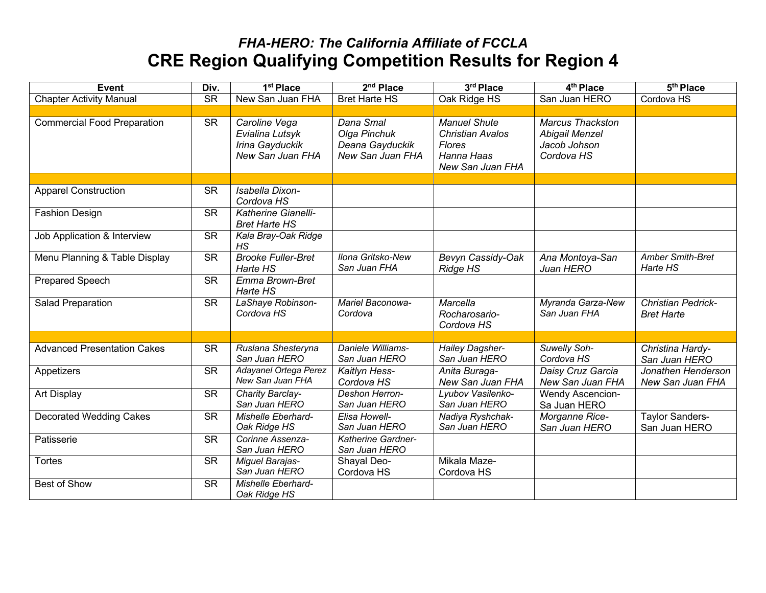*FHA-HERO: The California Affiliate of FCCLA*

# CRE Region Qualifying Competition Results for Region 4

| Event | Div. | 1st Place | 2nd Place | 3rd Place | 4th Place | 5th Place |
|---|---|---|---|---|---|---|
| Chapter Activity Manual | SR | New San Juan FHA | Bret Harte HS | Oak Ridge HS | San Juan HERO | Cordova HS |
| | | | | | | |
| Commercial Food Preparation | SR | *Caroline Vega Evialina Lutsyk Irina Gayduckik New San Juan FHA* | *Dana Smal Olga Pinchuk Deana Gayduckik New San Juan FHA* | *Manuel Shute Christian Avalos Flores Hanna Haas New San Juan FHA* | *Marcus Thackston Abigail Menzel Jacob Johson Cordova HS* | |
| | | | | | | |
| Apparel Construction | SR | *Isabella Dixon-Cordova HS* | | | | |
| Fashion Design | SR | *Katherine Gianelli-Bret Harte HS* | | | | |
| Job Application & Interview | SR | *Kala Bray-Oak Ridge HS* | | | | |
| Menu Planning & Table Display | SR | *Brooke Fuller-Bret Harte HS* | *Ilona Gritsko-New San Juan FHA* | *Bevyn Cassidy-Oak Ridge HS* | *Ana Montoya-San Juan HERO* | *Amber Smith-Bret Harte HS* |
| Prepared Speech | SR | *Emma Brown-Bret Harte HS* | | | | |
| Salad Preparation | SR | *LaShaye Robinson-Cordova HS* | *Mariel Baconowa-Cordova* | *Marcella Rocharosario-Cordova HS* | *Myranda Garza-New San Juan FHA* | *Christian Pedrick-Bret Harte* |
| | | | | | | |
| Advanced Presentation Cakes | SR | *Ruslana Shesteryna San Juan HERO* | *Daniele Williams-San Juan HERO* | *Hailey Dagsher-San Juan HERO* | *Suwelly Soh-Cordova HS* | *Christina Hardy-San Juan HERO* |
| Appetizers | SR | *Adayanel Ortega Perez New San Juan FHA* | *Kaitlyn Hess-Cordova HS* | *Anita Buraga-New San Juan FHA* | *Daisy Cruz Garcia New San Juan FHA* | *Jonathen Henderson New San Juan FHA* |
| Art Display | SR | *Charity Barclay-San Juan HERO* | *Deshon Herron-San Juan HERO* | *Lyubov Vasilenko-San Juan HERO* | Wendy Ascencion-Sa Juan HERO | |
| Decorated Wedding Cakes | SR | *Mishelle Eberhard-Oak Ridge HS* | *Elisa Howell-San Juan HERO* | *Nadiya Ryshchak-San Juan HERO* | *Morganne Rice-San Juan HERO* | Taylor Sanders-San Juan HERO |
| Patisserie | SR | *Corinne Assenza-San Juan HERO* | *Katherine Gardner-San Juan HERO* | | | |
| Tortes | SR | *Miguel Barajas-San Juan HERO* | Shayal Deo-Cordova HS | Mikala Maze-Cordova HS | | |
| Best of Show | SR | *Mishelle Eberhard-Oak Ridge HS* | | | | |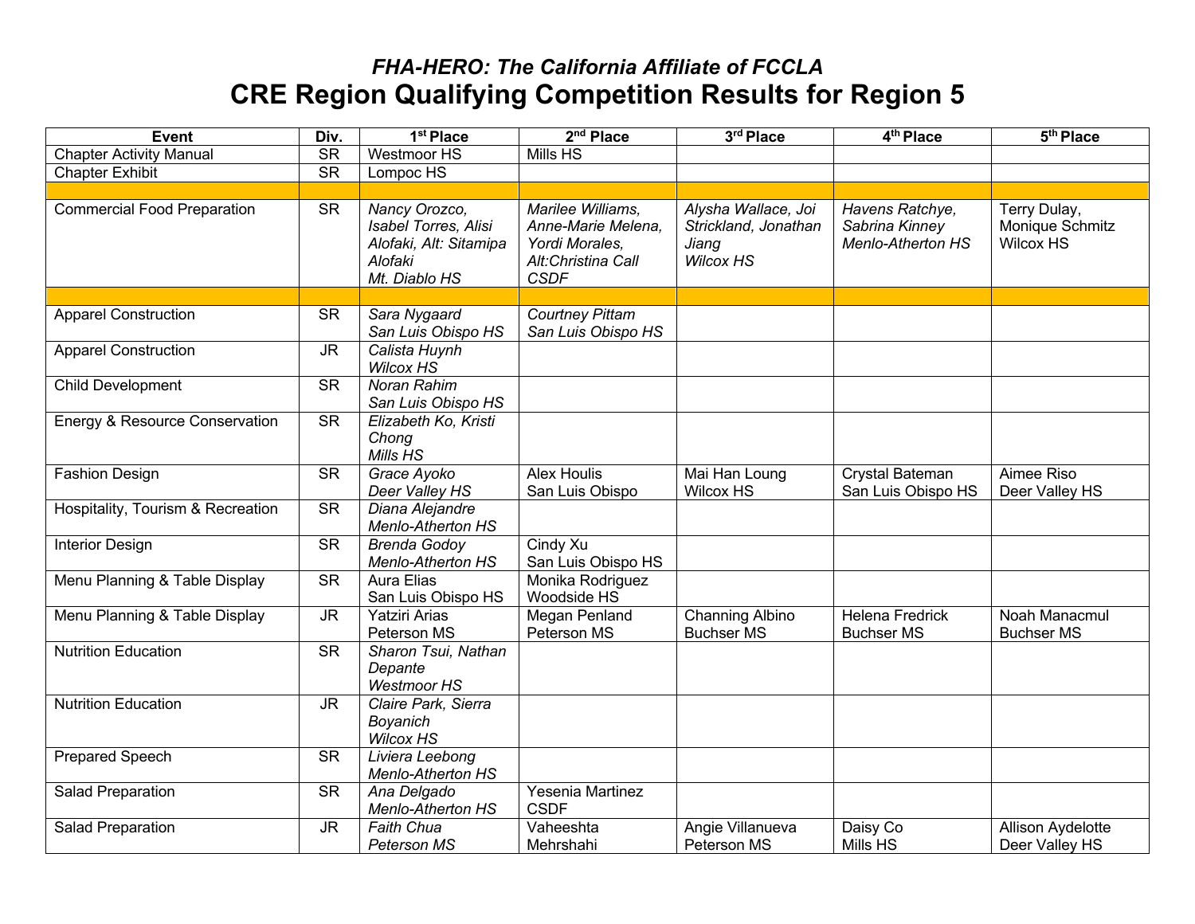*FHA-HERO: The California Affiliate of FCCLA*

# CRE Region Qualifying Competition Results for Region 5

| Event | Div. | 1st Place | 2nd Place | 3rd Place | 4th Place | 5th Place |
|---|---|---|---|---|---|---|
| Chapter Activity Manual | SR | Westmoor HS | Mills HS | | | |
| Chapter Exhibit | SR | Lompoc HS | | | | |
| | | | | | | |
| Commercial Food Preparation | SR | *Nancy Orozco, Isabel Torres, Alisi Alofaki, Alt: Sitamipa Alofaki Mt. Diablo HS* | *Marilee Williams, Anne-Marie Melena, Yordi Morales, Alt:Christina Call CSDF* | *Alysha Wallace, Joi Strickland, Jonathan Jiang Wilcox HS* | *Havens Ratchye, Sabrina Kinney Menlo-Atherton HS* | Terry Dulay, Monique Schmitz Wilcox HS |
| | | | | | | |
| Apparel Construction | SR | *Sara Nygaard San Luis Obispo HS* | *Courtney Pittam San Luis Obispo HS* | | | |
| Apparel Construction | JR | *Calista Huynh Wilcox HS* | | | | |
| Child Development | SR | *Noran Rahim San Luis Obispo HS* | | | | |
| Energy & Resource Conservation | SR | *Elizabeth Ko, Kristi Chong Mills HS* | | | | |
| Fashion Design | SR | *Grace Ayoko Deer Valley HS* | Alex Houlis San Luis Obispo | Mai Han Loung Wilcox HS | Crystal Bateman San Luis Obispo HS | Aimee Riso Deer Valley HS |
| Hospitality, Tourism & Recreation | SR | *Diana Alejandre Menlo-Atherton HS* | | | | |
| Interior Design | SR | *Brenda Godoy Menlo-Atherton HS* | Cindy Xu San Luis Obispo HS | | | |
| Menu Planning & Table Display | SR | Aura Elias San Luis Obispo HS | Monika Rodriguez Woodside HS | | | |
| Menu Planning & Table Display | JR | Yatziri Arias Peterson MS | Megan Penland Peterson MS | Channing Albino Buchser MS | Helena Fredrick Buchser MS | Noah Manacmul Buchser MS |
| Nutrition Education | SR | *Sharon Tsui, Nathan Depante Westmoor HS* | | | | |
| Nutrition Education | JR | *Claire Park, Sierra Boyanich Wilcox HS* | | | | |
| Prepared Speech | SR | *Liviera Leebong Menlo-Atherton HS* | | | | |
| Salad Preparation | SR | *Ana Delgado Menlo-Atherton HS* | Yesenia Martinez CSDF | | | |
| Salad Preparation | JR | *Faith Chua Peterson MS* | Vaheeshta Mehrshahi | Angie Villanueva Peterson MS | Daisy Co Mills HS | Allison Aydelotte Deer Valley HS |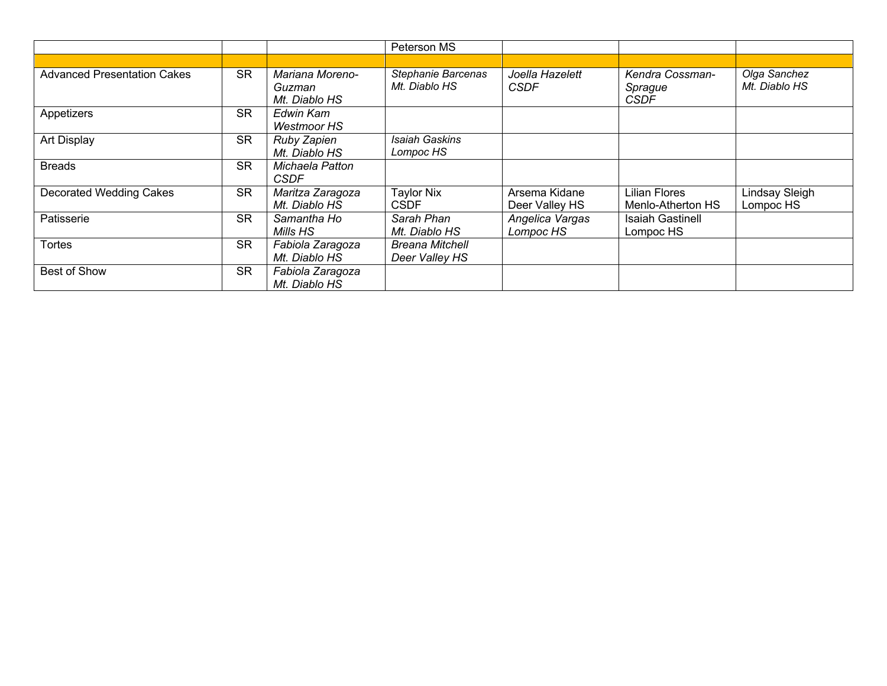| | | | | | | |
|---|---|---|---|---|---|---|
| | | | Peterson MS | | | |
| | | | | | | |
| Advanced Presentation Cakes | SR | *Mariana Moreno-Guzman Mt. Diablo HS* | *Stephanie Barcenas Mt. Diablo HS* | *Joella Hazelett CSDF* | *Kendra Cossman-Sprague CSDF* | *Olga Sanchez Mt. Diablo HS* |
| Appetizers | SR | *Edwin Kam Westmoor HS* | | | | |
| Art Display | SR | *Ruby Zapien Mt. Diablo HS* | *Isaiah Gaskins Lompoc HS* | | | |
| Breads | SR | *Michaela Patton CSDF* | | | | |
| Decorated Wedding Cakes | SR | *Maritza Zaragoza Mt. Diablo HS* | Taylor Nix CSDF | Arsema Kidane Deer Valley HS | Lilian Flores Menlo-Atherton HS | Lindsay Sleigh Lompoc HS |
| Patisserie | SR | *Samantha Ho Mills HS* | *Sarah Phan Mt. Diablo HS* | *Angelica Vargas Lompoc HS* | Isaiah Gastinell Lompoc HS | |
| Tortes | SR | *Fabiola Zaragoza Mt. Diablo HS* | *Breana Mitchell Deer Valley HS* | | | |
| Best of Show | SR | *Fabiola Zaragoza Mt. Diablo HS* | | | | |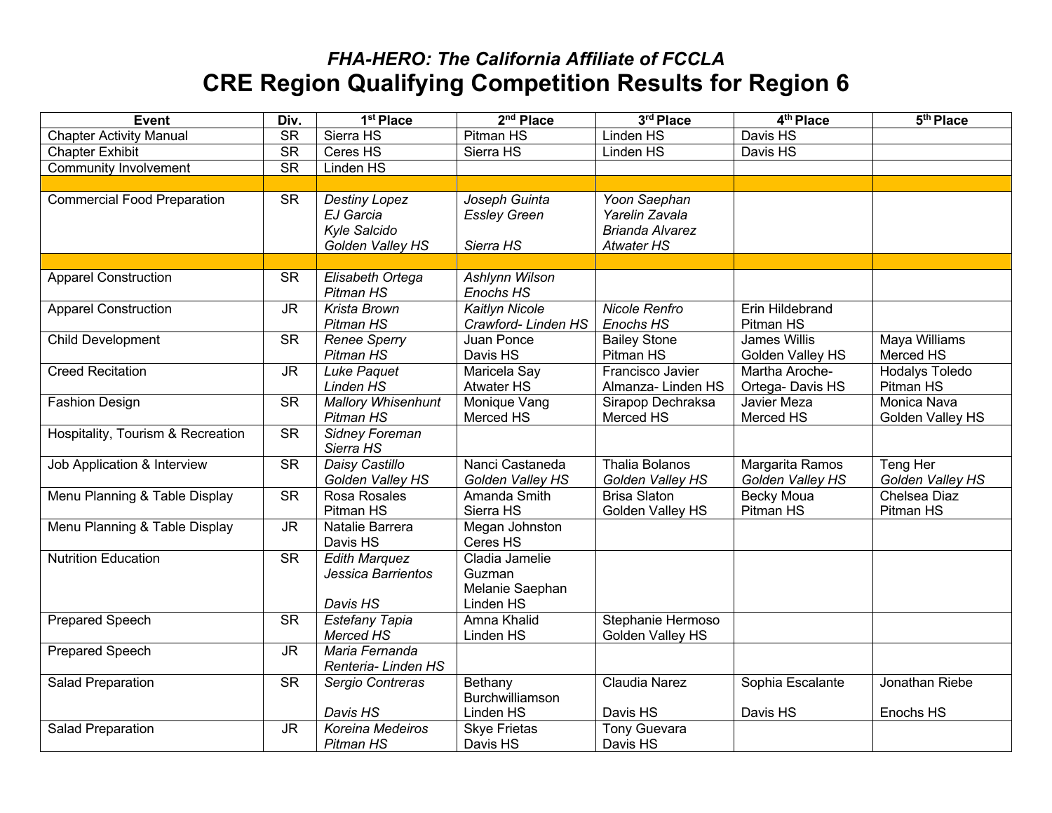## *FHA-HERO: The California Affiliate of FCCLA*

# CRE Region Qualifying Competition Results for Region 6

| Event | Div. | 1st Place | 2nd Place | 3rd Place | 4th Place | 5th Place |
|---|---|---|---|---|---|---|
| Chapter Activity Manual | SR | Sierra HS | Pitman HS | Linden HS | Davis HS | |
| Chapter Exhibit | SR | Ceres HS | Sierra HS | Linden HS | Davis HS | |
| Community Involvement | SR | Linden HS | | | | |
| | | | | | | |
| Commercial Food Preparation | SR | *Destiny Lopez EJ Garcia Kyle Salcido Golden Valley HS* | *Joseph Guinta Essley Green Sierra HS* | *Yoon Saephan Yarelin Zavala Brianda Alvarez Atwater HS* | | |
| | | | | | | |
| Apparel Construction | SR | *Elisabeth Ortega Pitman HS* | *Ashlynn Wilson Enochs HS* | | | |
| Apparel Construction | JR | *Krista Brown Pitman HS* | *Kaitlyn Nicole Crawford- Linden HS* | *Nicole Renfro Enochs HS* | Erin Hildebrand Pitman HS | |
| Child Development | SR | *Renee Sperry Pitman HS* | Juan Ponce Davis HS | Bailey Stone Pitman HS | James Willis Golden Valley HS | Maya Williams Merced HS |
| Creed Recitation | JR | *Luke Paquet Linden HS* | Maricela Say Atwater HS | Francisco Javier Almanza- Linden HS | Martha Aroche-Ortega- Davis HS | Hodalys Toledo Pitman HS |
| Fashion Design | SR | *Mallory Whisenhunt Pitman HS* | Monique Vang Merced HS | Sirapop Dechraksa Merced HS | Javier Meza Merced HS | Monica Nava Golden Valley HS |
| Hospitality, Tourism & Recreation | SR | *Sidney Foreman Sierra HS* | | | | |
| Job Application & Interview | SR | *Daisy Castillo Golden Valley HS* | Nanci Castaneda *Golden Valley HS* | Thalia Bolanos *Golden Valley HS* | Margarita Ramos *Golden Valley HS* | Teng Her *Golden Valley HS* |
| Menu Planning & Table Display | SR | Rosa Rosales Pitman HS | Amanda Smith Sierra HS | Brisa Slaton Golden Valley HS | Becky Moua Pitman HS | Chelsea Diaz Pitman HS |
| Menu Planning & Table Display | JR | Natalie Barrera Davis HS | Megan Johnston Ceres HS | | | |
| Nutrition Education | SR | *Edith Marquez Jessica Barrientos Davis HS* | Cladia Jamelie Guzman Melanie Saephan Linden HS | | | |
| Prepared Speech | SR | *Estefany Tapia Merced HS* | Amna Khalid Linden HS | Stephanie Hermoso Golden Valley HS | | |
| Prepared Speech | JR | *Maria Fernanda Renteria- Linden HS* | | | | |
| Salad Preparation | SR | *Sergio Contreras Davis HS* | Bethany Burchwilliamson Linden HS | Claudia Narez Davis HS | Sophia Escalante Davis HS | Jonathan Riebe Enochs HS |
| Salad Preparation | JR | *Koreina Medeiros Pitman HS* | Skye Frietas Davis HS | Tony Guevara Davis HS | | |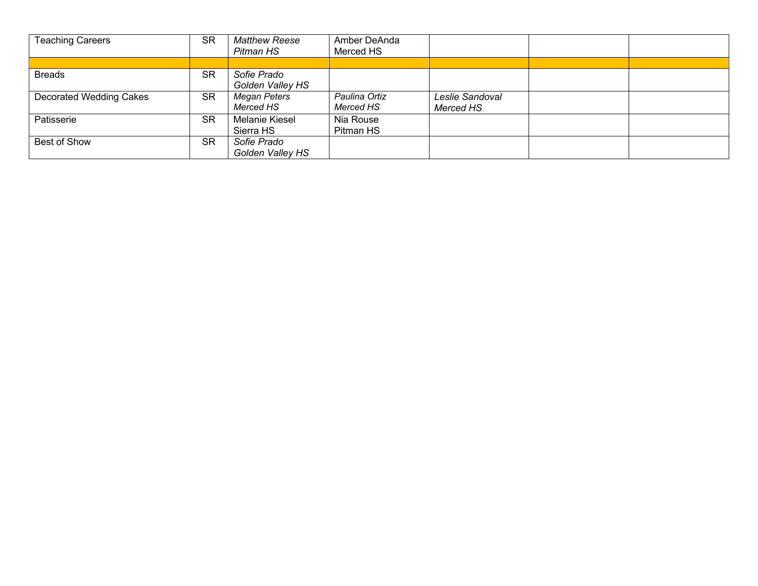| | | | | | | |
|---|---|---|---|---|---|---|
| Teaching Careers | SR | *Matthew Reese Pitman HS* | Amber DeAnda Merced HS | | | |
| | | | | | | |
| Breads | SR | *Sofie Prado Golden Valley HS* | | | | |
| Decorated Wedding Cakes | SR | *Megan Peters Merced HS* | *Paulina Ortiz Merced HS* | *Leslie Sandoval Merced HS* | | |
| Patisserie | SR | Melanie Kiesel Sierra HS | Nia Rouse Pitman HS | | | |
| Best of Show | SR | *Sofie Prado Golden Valley HS* | | | | |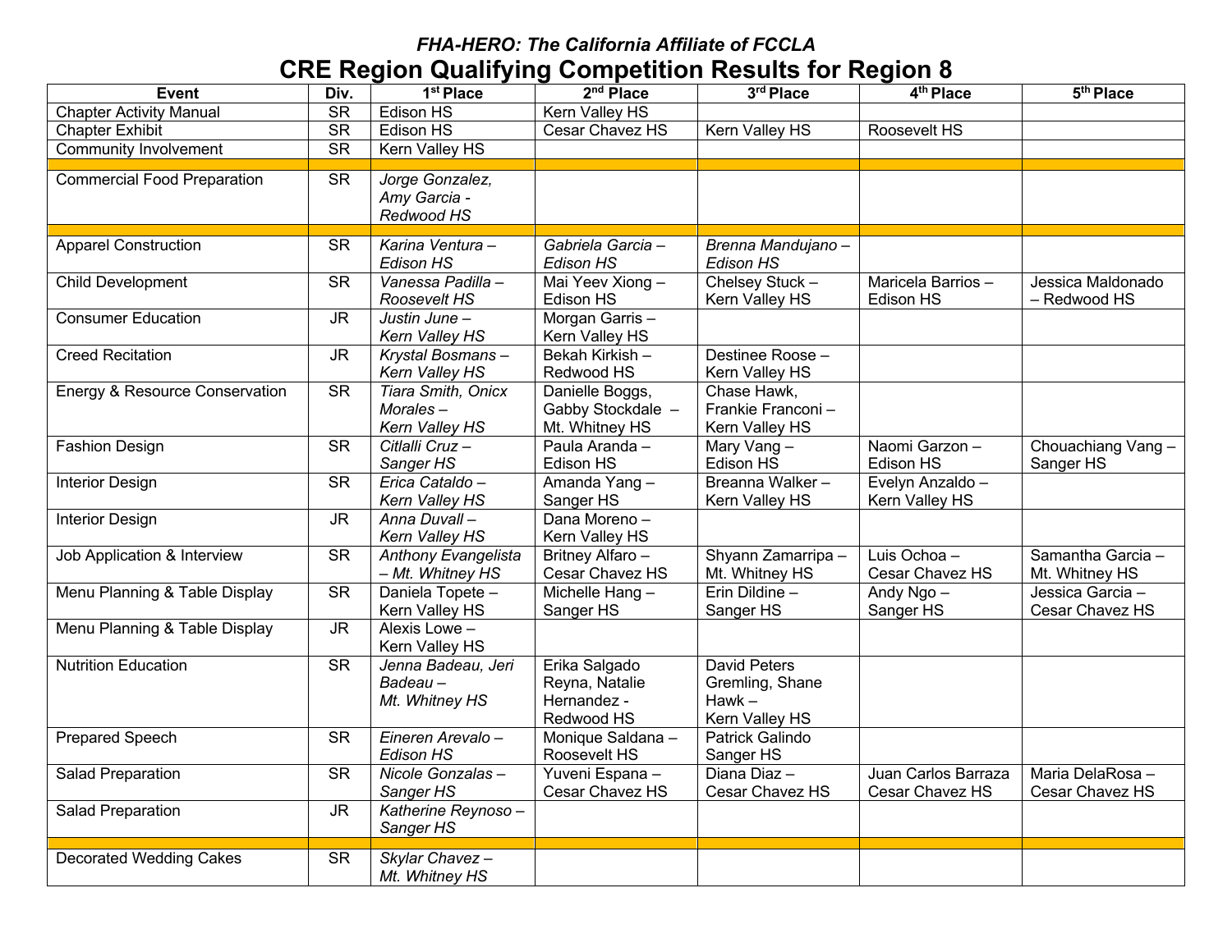*FHA-HERO: The California Affiliate of FCCLA*

# CRE Region Qualifying Competition Results for Region 8

| Event | Div. | 1st Place | 2nd Place | 3rd Place | 4th Place | 5th Place |
|---|---|---|---|---|---|---|
| Chapter Activity Manual | SR | Edison HS | Kern Valley HS | | | |
| Chapter Exhibit | SR | Edison HS | Cesar Chavez HS | Kern Valley HS | Roosevelt HS | |
| Community Involvement | SR | Kern Valley HS | | | | |
| | | | | | | |
| Commercial Food Preparation | SR | *Jorge Gonzalez, Amy Garcia - Redwood HS* | | | | |
| | | | | | | |
| Apparel Construction | SR | *Karina Ventura – Edison HS* | *Gabriela Garcia – Edison HS* | *Brenna Mandujano – Edison HS* | | |
| Child Development | SR | *Vanessa Padilla – Roosevelt HS* | Mai Yeev Xiong – Edison HS | Chelsey Stuck – Kern Valley HS | Maricela Barrios – Edison HS | Jessica Maldonado – Redwood HS |
| Consumer Education | JR | *Justin June – Kern Valley HS* | Morgan Garris – Kern Valley HS | | | |
| Creed Recitation | JR | *Krystal Bosmans – Kern Valley HS* | Bekah Kirkish – Redwood HS | Destinee Roose – Kern Valley HS | | |
| Energy & Resource Conservation | SR | *Tiara Smith, Onicx Morales – Kern Valley HS* | Danielle Boggs, Gabby Stockdale – Mt. Whitney HS | Chase Hawk, Frankie Franconi – Kern Valley HS | | |
| Fashion Design | SR | *Citlalli Cruz – Sanger HS* | Paula Aranda – Edison HS | Mary Vang – Edison HS | Naomi Garzon – Edison HS | Chouachiang Vang – Sanger HS |
| Interior Design | SR | *Erica Cataldo – Kern Valley HS* | Amanda Yang – Sanger HS | Breanna Walker – Kern Valley HS | Evelyn Anzaldo – Kern Valley HS | |
| Interior Design | JR | *Anna Duvall – Kern Valley HS* | Dana Moreno – Kern Valley HS | | | |
| Job Application & Interview | SR | *Anthony Evangelista – Mt. Whitney HS* | Britney Alfaro – Cesar Chavez HS | Shyann Zamarripa – Mt. Whitney HS | Luis Ochoa – Cesar Chavez HS | Samantha Garcia – Mt. Whitney HS |
| Menu Planning & Table Display | SR | Daniela Topete – Kern Valley HS | Michelle Hang – Sanger HS | Erin Dildine – Sanger HS | Andy Ngo – Sanger HS | Jessica Garcia – Cesar Chavez HS |
| Menu Planning & Table Display | JR | Alexis Lowe – Kern Valley HS | | | | |
| Nutrition Education | SR | *Jenna Badeau, Jeri Badeau – Mt. Whitney HS* | Erika Salgado Reyna, Natalie Hernandez - Redwood HS | David Peters Gremling, Shane Hawk – Kern Valley HS | | |
| Prepared Speech | SR | *Eineren Arevalo – Edison HS* | Monique Saldana – Roosevelt HS | Patrick Galindo Sanger HS | | |
| Salad Preparation | SR | *Nicole Gonzalas – Sanger HS* | Yuveni Espana – Cesar Chavez HS | Diana Diaz – Cesar Chavez HS | Juan Carlos Barraza Cesar Chavez HS | Maria DelaRosa – Cesar Chavez HS |
| Salad Preparation | JR | *Katherine Reynoso – Sanger HS* | | | | |
| | | | | | | |
| Decorated Wedding Cakes | SR | *Skylar Chavez – Mt. Whitney HS* | | | | |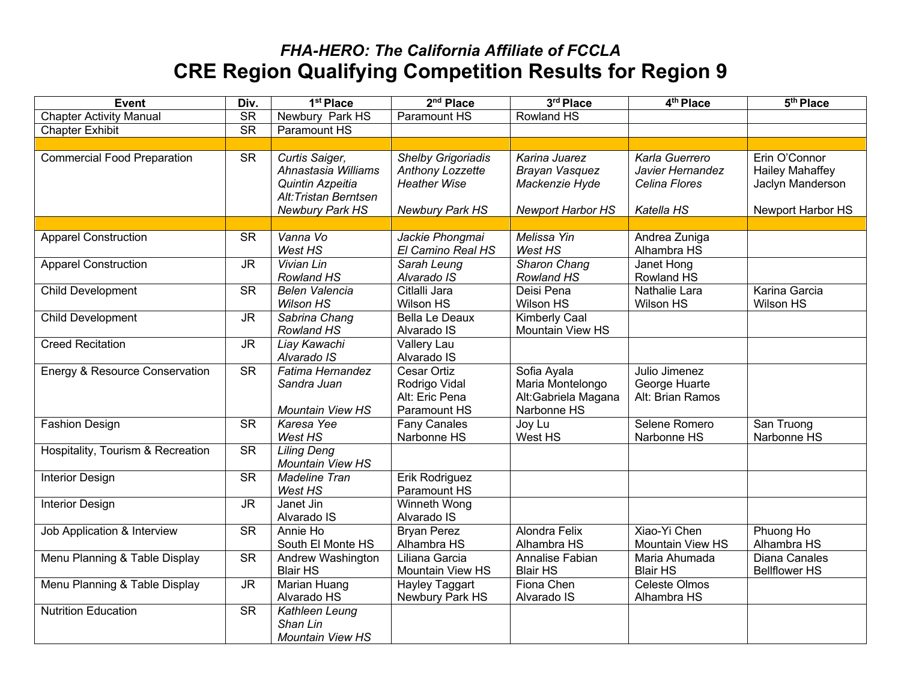*FHA-HERO: The California Affiliate of FCCLA*

# CRE Region Qualifying Competition Results for Region 9

| Event | Div. | 1st Place | 2nd Place | 3rd Place | 4th Place | 5th Place |
|---|---|---|---|---|---|---|
| Chapter Activity Manual | SR | Newbury Park HS | Paramount HS | Rowland HS | | |
| Chapter Exhibit | SR | Paramount HS | | | | |
| | | | | | | |
| Commercial Food Preparation | SR | *Curtis Saiger, Ahnastasia Williams Quintin Azpeitia Alt:Tristan Berntsen Newbury Park HS* | *Shelby Grigoriadis Anthony Lozzette Heather Wise Newbury Park HS* | *Karina Juarez Brayan Vasquez Mackenzie Hyde Newport Harbor HS* | *Karla Guerrero Javier Hernandez Celina Flores Katella HS* | Erin O'Connor Hailey Mahaffey Jaclyn Manderson Newport Harbor HS |
| | | | | | | |
| Apparel Construction | SR | *Vanna Vo West HS* | *Jackie Phongmai El Camino Real HS* | *Melissa Yin West HS* | Andrea Zuniga Alhambra HS | |
| Apparel Construction | JR | *Vivian Lin Rowland HS* | *Sarah Leung Alvarado IS* | *Sharon Chang Rowland HS* | Janet Hong Rowland HS | |
| Child Development | SR | *Belen Valencia Wilson HS* | Citlalli Jara Wilson HS | Deisi Pena Wilson HS | Nathalie Lara Wilson HS | Karina Garcia Wilson HS |
| Child Development | JR | *Sabrina Chang Rowland HS* | Bella Le Deaux Alvarado IS | Kimberly Caal Mountain View HS | | |
| Creed Recitation | JR | *Liay Kawachi Alvarado IS* | Vallery Lau Alvarado IS | | | |
| Energy & Resource Conservation | SR | *Fatima Hernandez Sandra Juan Mountain View HS* | Cesar Ortiz Rodrigo Vidal Alt: Eric Pena Paramount HS | Sofia Ayala Maria Montelongo Alt:Gabriela Magana Narbonne HS | Julio Jimenez George Huarte Alt: Brian Ramos | |
| Fashion Design | SR | *Karesa Yee West HS* | Fany Canales Narbonne HS | Joy Lu West HS | Selene Romero Narbonne HS | San Truong Narbonne HS |
| Hospitality, Tourism & Recreation | SR | *Liling Deng Mountain View HS* | | | | |
| Interior Design | SR | *Madeline Tran West HS* | Erik Rodriguez Paramount HS | | | |
| Interior Design | JR | Janet Jin Alvarado IS | Winneth Wong Alvarado IS | | | |
| Job Application & Interview | SR | Annie Ho South El Monte HS | Bryan Perez Alhambra HS | Alondra Felix Alhambra HS | Xiao-Yi Chen Mountain View HS | Phuong Ho Alhambra HS |
| Menu Planning & Table Display | SR | Andrew Washington Blair HS | Liliana Garcia Mountain View HS | Annalise Fabian Blair HS | Maria Ahumada Blair HS | Diana Canales Bellflower HS |
| Menu Planning & Table Display | JR | Marian Huang Alvarado HS | Hayley Taggart Newbury Park HS | Fiona Chen Alvarado IS | Celeste Olmos Alhambra HS | |
| Nutrition Education | SR | *Kathleen Leung Shan Lin Mountain View HS* | | | | |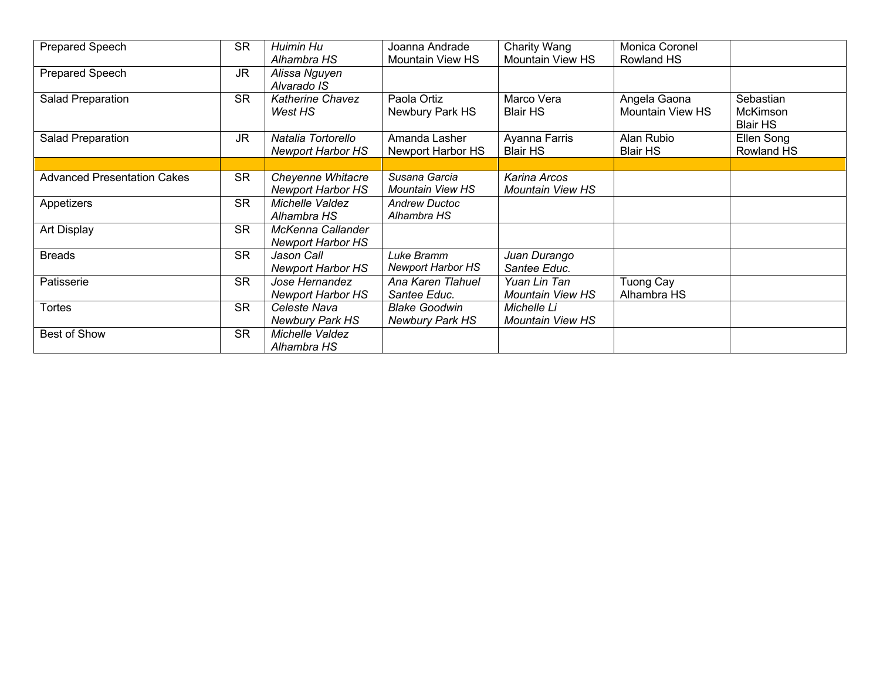| | | | | | | |
|---|---|---|---|---|---|---|
| Prepared Speech | SR | *Huimin Hu Alhambra HS* | Joanna Andrade Mountain View HS | Charity Wang Mountain View HS | Monica Coronel Rowland HS | |
| Prepared Speech | JR | *Alissa Nguyen Alvarado IS* | | | | |
| Salad Preparation | SR | *Katherine Chavez West HS* | Paola Ortiz Newbury Park HS | Marco Vera Blair HS | Angela Gaona Mountain View HS | Sebastian McKimson Blair HS |
| Salad Preparation | JR | *Natalia Tortorello Newport Harbor HS* | Amanda Lasher Newport Harbor HS | Ayanna Farris Blair HS | Alan Rubio Blair HS | Ellen Song Rowland HS |
| | | | | | | |
| Advanced Presentation Cakes | SR | *Cheyenne Whitacre Newport Harbor HS* | *Susana Garcia Mountain View HS* | *Karina Arcos Mountain View HS* | | |
| Appetizers | SR | *Michelle Valdez Alhambra HS* | *Andrew Ductoc Alhambra HS* | | | |
| Art Display | SR | *McKenna Callander Newport Harbor HS* | | | | |
| Breads | SR | *Jason Call Newport Harbor HS* | *Luke Bramm Newport Harbor HS* | *Juan Durango Santee Educ.* | | |
| Patisserie | SR | *Jose Hernandez Newport Harbor HS* | *Ana Karen Tlahuel Santee Educ.* | *Yuan Lin Tan Mountain View HS* | Tuong Cay Alhambra HS | |
| Tortes | SR | *Celeste Nava Newbury Park HS* | *Blake Goodwin Newbury Park HS* | *Michelle Li Mountain View HS* | | |
| Best of Show | SR | *Michelle Valdez Alhambra HS* | | | | |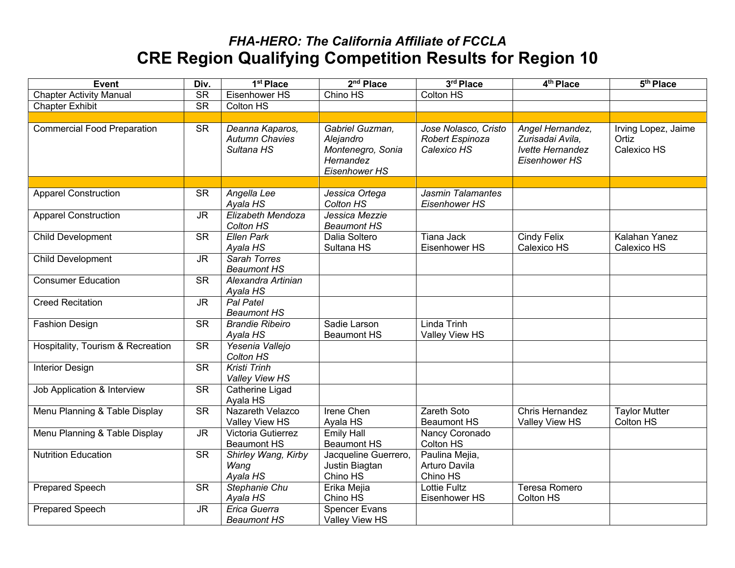## *FHA-HERO: The California Affiliate of FCCLA*

# CRE Region Qualifying Competition Results for Region 10

| Event | Div. | 1st Place | 2nd Place | 3rd Place | 4th Place | 5th Place |
|---|---|---|---|---|---|---|
| Chapter Activity Manual | SR | Eisenhower HS | Chino HS | Colton HS | | |
| Chapter Exhibit | SR | Colton HS | | | | |
| | | | | | | |
| Commercial Food Preparation | SR | *Deanna Kaparos, Autumn Chavies Sultana HS* | *Gabriel Guzman, Alejandro Montenegro, Sonia Hernandez Eisenhower HS* | *Jose Nolasco, Cristo Robert Espinoza Calexico HS* | *Angel Hernandez, Zurisadai Avila, Ivette Hernandez Eisenhower HS* | Irving Lopez, Jaime Ortiz Calexico HS |
| | | | | | | |
| Apparel Construction | SR | *Angella Lee Ayala HS* | *Jessica Ortega Colton HS* | *Jasmin Talamantes Eisenhower HS* | | |
| Apparel Construction | JR | *Elizabeth Mendoza Colton HS* | *Jessica Mezzie Beaumont HS* | | | |
| Child Development | SR | *Ellen Park Ayala HS* | Dalia Soltero Sultana HS | Tiana Jack Eisenhower HS | Cindy Felix Calexico HS | Kalahan Yanez Calexico HS |
| Child Development | JR | *Sarah Torres Beaumont HS* | | | | |
| Consumer Education | SR | *Alexandra Artinian Ayala HS* | | | | |
| Creed Recitation | JR | *Pal Patel Beaumont HS* | | | | |
| Fashion Design | SR | *Brandie Ribeiro Ayala HS* | Sadie Larson Beaumont HS | Linda Trinh Valley View HS | | |
| Hospitality, Tourism & Recreation | SR | *Yesenia Vallejo Colton HS* | | | | |
| Interior Design | SR | *Kristi Trinh Valley View HS* | | | | |
| Job Application & Interview | SR | Catherine Ligad Ayala HS | | | | |
| Menu Planning & Table Display | SR | Nazareth Velazco Valley View HS | Irene Chen Ayala HS | Zareth Soto Beaumont HS | Chris Hernandez Valley View HS | Taylor Mutter Colton HS |
| Menu Planning & Table Display | JR | Victoria Gutierrez Beaumont HS | Emily Hall Beaumont HS | Nancy Coronado Colton HS | | |
| Nutrition Education | SR | *Shirley Wang, Kirby Wang Ayala HS* | Jacqueline Guerrero, Justin Biagtan Chino HS | Paulina Mejia, Arturo Davila Chino HS | | |
| Prepared Speech | SR | *Stephanie Chu Ayala HS* | Erika Mejia Chino HS | Lottie Fultz Eisenhower HS | Teresa Romero Colton HS | |
| Prepared Speech | JR | *Erica Guerra Beaumont HS* | Spencer Evans Valley View HS | | | |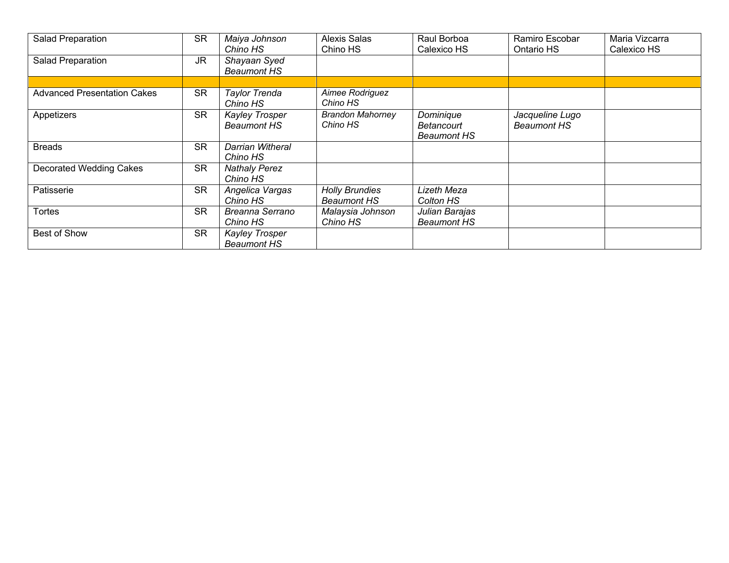| | | | | | | |
|---|---|---|---|---|---|---|
| Salad Preparation | SR | *Maiya Johnson Chino HS* | Alexis Salas Chino HS | Raul Borboa Calexico HS | Ramiro Escobar Ontario HS | Maria Vizcarra Calexico HS |
| Salad Preparation | JR | *Shayaan Syed Beaumont HS* | | | | |
| | | | | | | |
| Advanced Presentation Cakes | SR | *Taylor Trenda Chino HS* | *Aimee Rodriguez Chino HS* | | | |
| Appetizers | SR | *Kayley Trosper Beaumont HS* | *Brandon Mahorney Chino HS* | *Dominique Betancourt Beaumont HS* | *Jacqueline Lugo Beaumont HS* | |
| Breads | SR | *Darrian Witheral Chino HS* | | | | |
| Decorated Wedding Cakes | SR | *Nathaly Perez Chino HS* | | | | |
| Patisserie | SR | *Angelica Vargas Chino HS* | *Holly Brundies Beaumont HS* | *Lizeth Meza Colton HS* | | |
| Tortes | SR | *Breanna Serrano Chino HS* | *Malaysia Johnson Chino HS* | *Julian Barajas Beaumont HS* | | |
| Best of Show | SR | *Kayley Trosper Beaumont HS* | | | | |